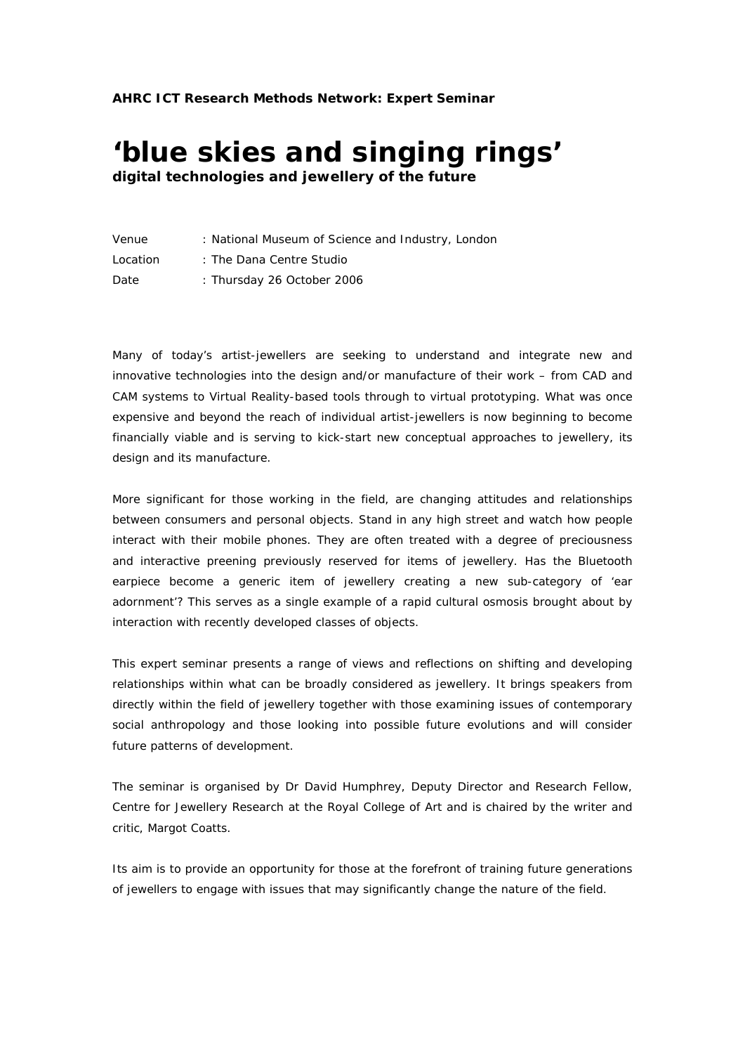**AHRC ICT Research Methods Network: Expert Seminar**

# 'blue skies and singing rings'

**digital technologies and jewellery of the future**

| | |
|---|---|
| Venue | : National Museum of Science and Industry, London |
| Location | : The Dana Centre Studio |
| Date | : Thursday 26 October 2006 |

Many of today's artist-jewellers are seeking to understand and integrate new and innovative technologies into the design and/or manufacture of their work – from CAD and CAM systems to Virtual Reality-based tools through to virtual prototyping. What was once expensive and beyond the reach of individual artist-jewellers is now beginning to become financially viable and is serving to kick-start new conceptual approaches to jewellery, its design and its manufacture.

More significant for those working in the field, are changing attitudes and relationships between consumers and personal objects. Stand in any high street and watch how people interact with their mobile phones. They are often treated with a degree of preciousness and interactive preening previously reserved for items of jewellery. Has the Bluetooth earpiece become a generic item of jewellery creating a new sub-category of 'ear adornment'? This serves as a single example of a rapid cultural osmosis brought about by interaction with recently developed classes of objects.

This expert seminar presents a range of views and reflections on shifting and developing relationships within what can be broadly considered as jewellery. It brings speakers from directly within the field of jewellery together with those examining issues of contemporary social anthropology and those looking into possible future evolutions and will consider future patterns of development.

The seminar is organised by Dr David Humphrey, Deputy Director and Research Fellow, Centre for Jewellery Research at the Royal College of Art and is chaired by the writer and critic, Margot Coatts.

Its aim is to provide an opportunity for those at the forefront of training future generations of jewellers to engage with issues that may significantly change the nature of the field.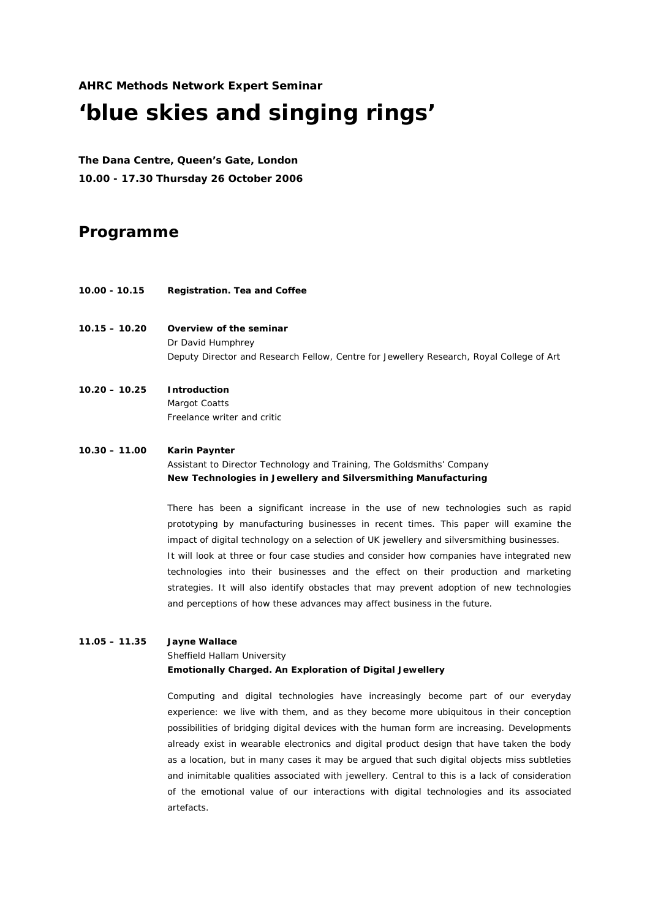**AHRC Methods Network Expert Seminar**

# 'blue skies and singing rings'

**The Dana Centre, Queen's Gate, London**

**10.00 - 17.30 Thursday 26 October 2006**

## Programme

**10.00 - 10.15** **Registration. Tea and Coffee**

**10.15 – 10.20** **Overview of the seminar**
Dr David Humphrey
Deputy Director and Research Fellow, Centre for Jewellery Research, Royal College of Art

**10.20 – 10.25** **Introduction**
Margot Coatts
Freelance writer and critic

**10.30 – 11.00** **Karin Paynter**
Assistant to Director Technology and Training, The Goldsmiths' Company
**New Technologies in Jewellery and Silversmithing Manufacturing**

There has been a significant increase in the use of new technologies such as rapid prototyping by manufacturing businesses in recent times. This paper will examine the impact of digital technology on a selection of UK jewellery and silversmithing businesses. It will look at three or four case studies and consider how companies have integrated new technologies into their businesses and the effect on their production and marketing strategies. It will also identify obstacles that may prevent adoption of new technologies and perceptions of how these advances may affect business in the future.

**11.05 – 11.35** **Jayne Wallace**
Sheffield Hallam University
**Emotionally Charged. An Exploration of Digital Jewellery**

Computing and digital technologies have increasingly become part of our everyday experience: we live with them, and as they become more ubiquitous in their conception possibilities of bridging digital devices with the human form are increasing. Developments already exist in wearable electronics and digital product design that have taken the body as a location, but in many cases it may be argued that such digital objects miss subtleties and inimitable qualities associated with jewellery. Central to this is a lack of consideration of the emotional value of our interactions with digital technologies and its associated artefacts.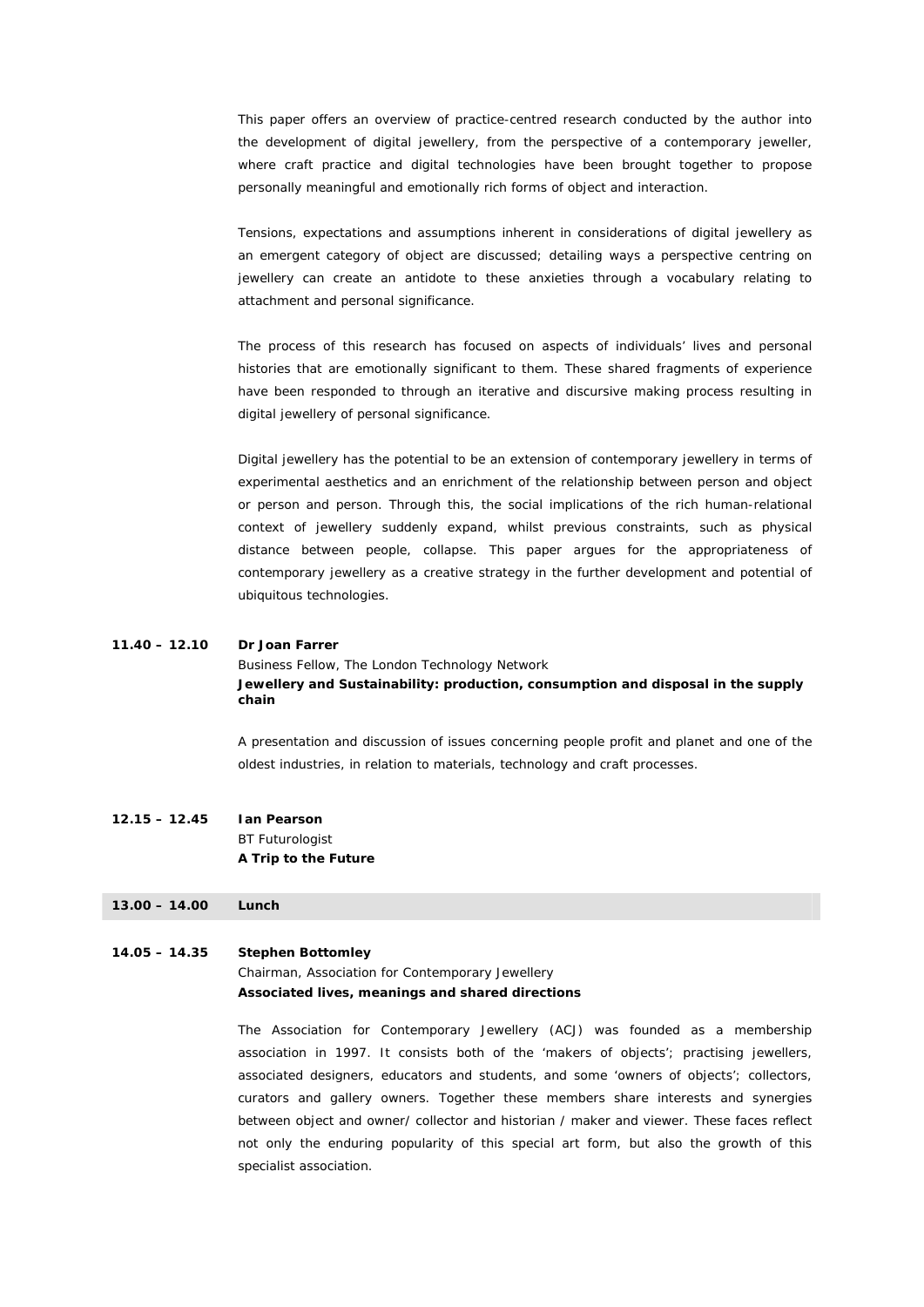This paper offers an overview of practice-centred research conducted by the author into the development of digital jewellery, from the perspective of a contemporary jeweller, where craft practice and digital technologies have been brought together to propose personally meaningful and emotionally rich forms of object and interaction.

Tensions, expectations and assumptions inherent in considerations of digital jewellery as an emergent category of object are discussed; detailing ways a perspective centring on jewellery can create an antidote to these anxieties through a vocabulary relating to attachment and personal significance.

The process of this research has focused on aspects of individuals' lives and personal histories that are emotionally significant to them. These shared fragments of experience have been responded to through an iterative and discursive making process resulting in digital jewellery of personal significance.

Digital jewellery has the potential to be an extension of contemporary jewellery in terms of experimental aesthetics and an enrichment of the relationship between person and object or person and person. Through this, the social implications of the rich human-relational context of jewellery suddenly expand, whilst previous constraints, such as physical distance between people, collapse. This paper argues for the appropriateness of contemporary jewellery as a creative strategy in the further development and potential of ubiquitous technologies.

**11.40 – 12.10** **Dr Joan Farrer**
Business Fellow, The London Technology Network
**Jewellery and Sustainability: production, consumption and disposal in the supply chain**

A presentation and discussion of issues concerning people profit and planet and one of the oldest industries, in relation to materials, technology and craft processes.

**12.15 – 12.45** **Ian Pearson**
BT Futurologist
**A Trip to the Future**

**13.00 – 14.00** **Lunch**

**14.05 – 14.35** **Stephen Bottomley**
Chairman, Association for Contemporary Jewellery
**Associated lives, meanings and shared directions**

The Association for Contemporary Jewellery (ACJ) was founded as a membership association in 1997. It consists both of the 'makers of objects'; practising jewellers, associated designers, educators and students, and some 'owners of objects'; collectors, curators and gallery owners. Together these members share interests and synergies between object and owner/ collector and historian / maker and viewer. These faces reflect not only the enduring popularity of this special art form, but also the growth of this specialist association.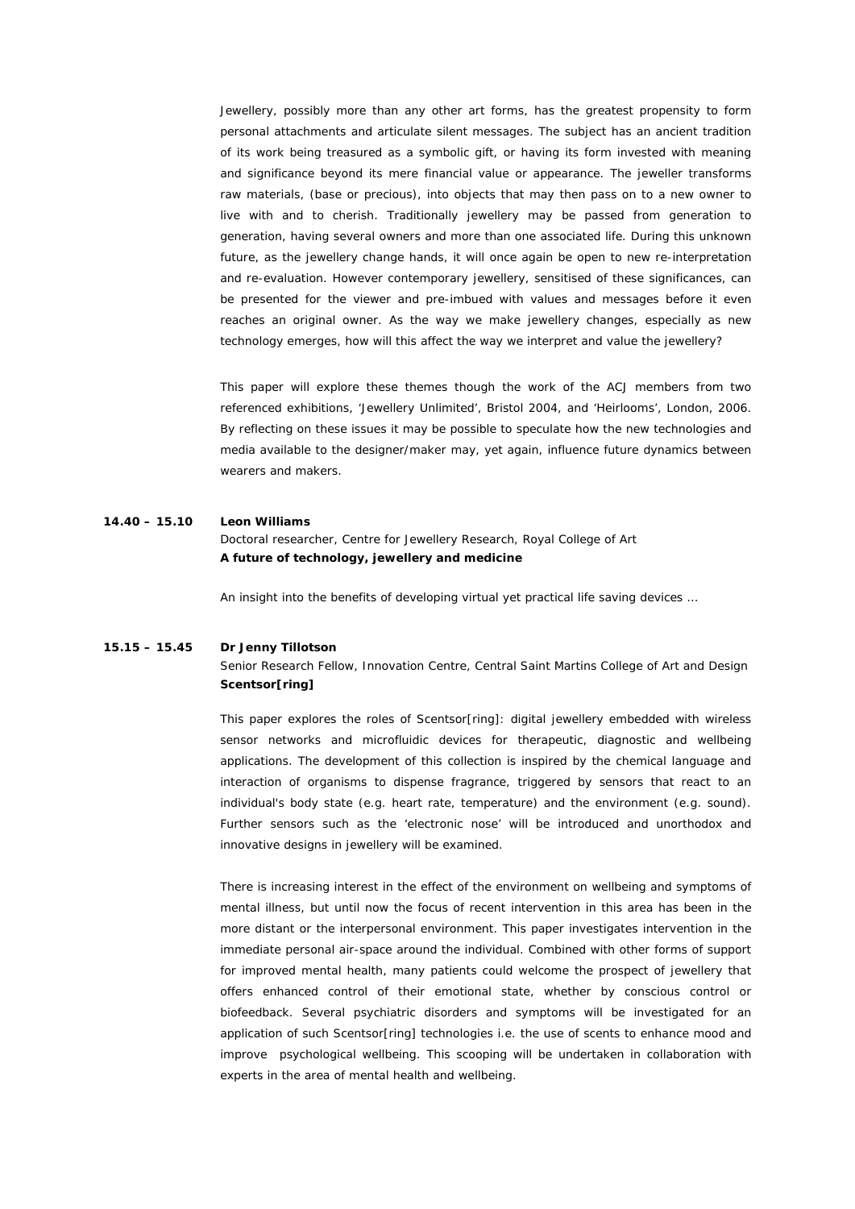Jewellery, possibly more than any other art forms, has the greatest propensity to form personal attachments and articulate silent messages. The subject has an ancient tradition of its work being treasured as a symbolic gift, or having its form invested with meaning and significance beyond its mere financial value or appearance. The jeweller transforms raw materials, (base or precious), into objects that may then pass on to a new owner to live with and to cherish. Traditionally jewellery may be passed from generation to generation, having several owners and more than one associated life. During this unknown future, as the jewellery change hands, it will once again be open to new re-interpretation and re-evaluation. However contemporary jewellery, sensitised of these significances, can be presented for the viewer and pre-imbued with values and messages before it even reaches an original owner. As the way we make jewellery changes, especially as new technology emerges, how will this affect the way we interpret and value the jewellery?

This paper will explore these themes though the work of the ACJ members from two referenced exhibitions, 'Jewellery Unlimited', Bristol 2004, and 'Heirlooms', London, 2006. By reflecting on these issues it may be possible to speculate how the new technologies and media available to the designer/maker may, yet again, influence future dynamics between wearers and makers.

**14.40 – 15.10** **Leon Williams**
Doctoral researcher, Centre for Jewellery Research, Royal College of Art
**A future of technology, jewellery and medicine**

An insight into the benefits of developing virtual yet practical life saving devices …

**15.15 – 15.45** **Dr Jenny Tillotson**
Senior Research Fellow, Innovation Centre, Central Saint Martins College of Art and Design
**Scentsor[ring]**

This paper explores the roles of Scentsor[ring]: digital jewellery embedded with wireless sensor networks and microfluidic devices for therapeutic, diagnostic and wellbeing applications. The development of this collection is inspired by the chemical language and interaction of organisms to dispense fragrance, triggered by sensors that react to an individual's body state (e.g. heart rate, temperature) and the environment (e.g. sound). Further sensors such as the 'electronic nose' will be introduced and unorthodox and innovative designs in jewellery will be examined.

There is increasing interest in the effect of the environment on wellbeing and symptoms of mental illness, but until now the focus of recent intervention in this area has been in the more distant or the interpersonal environment. This paper investigates intervention in the immediate personal air-space around the individual. Combined with other forms of support for improved mental health, many patients could welcome the prospect of jewellery that offers enhanced control of their emotional state, whether by conscious control or biofeedback. Several psychiatric disorders and symptoms will be investigated for an application of such Scentsor[ring] technologies i.e. the use of scents to enhance mood and improve psychological wellbeing. This scooping will be undertaken in collaboration with experts in the area of mental health and wellbeing.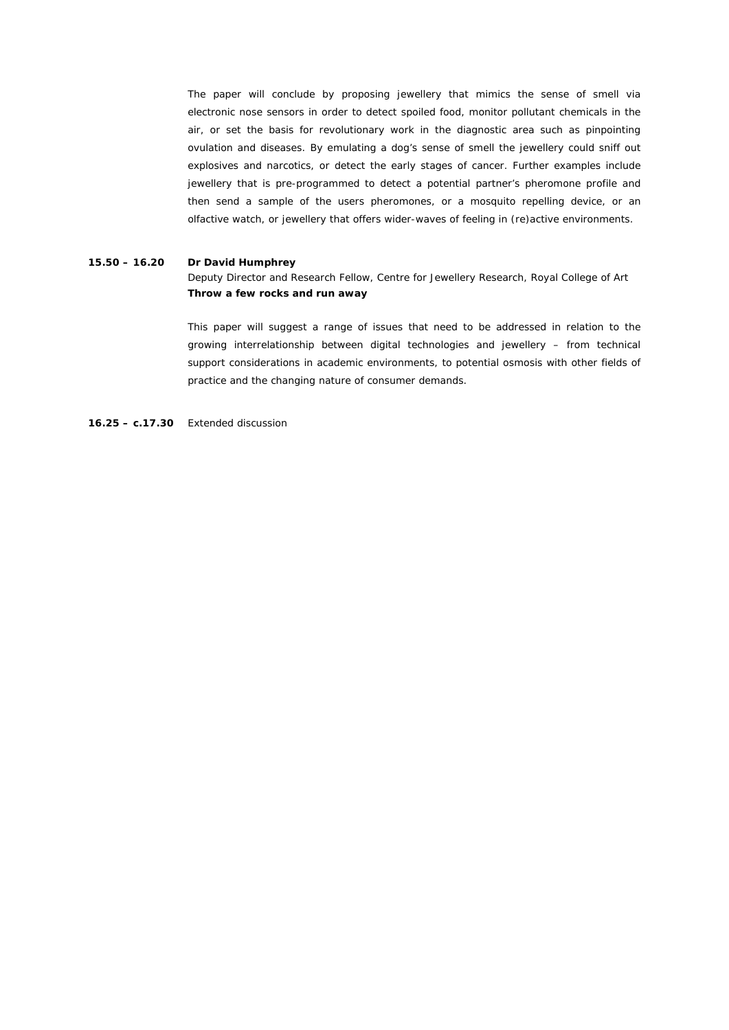The paper will conclude by proposing jewellery that mimics the sense of smell via electronic nose sensors in order to detect spoiled food, monitor pollutant chemicals in the air, or set the basis for revolutionary work in the diagnostic area such as pinpointing ovulation and diseases. By emulating a dog's sense of smell the jewellery could sniff out explosives and narcotics, or detect the early stages of cancer. Further examples include jewellery that is pre-programmed to detect a potential partner's pheromone profile and then send a sample of the users pheromones, or a mosquito repelling device, or an olfactive watch, or jewellery that offers wider-waves of feeling in (re)active environments.

**15.50 – 16.20** **Dr David Humphrey**
Deputy Director and Research Fellow, Centre for Jewellery Research, Royal College of Art
**Throw a few rocks and run away**

This paper will suggest a range of issues that need to be addressed in relation to the growing interrelationship between digital technologies and jewellery – from technical support considerations in academic environments, to potential osmosis with other fields of practice and the changing nature of consumer demands.

**16.25 – c.17.30** Extended discussion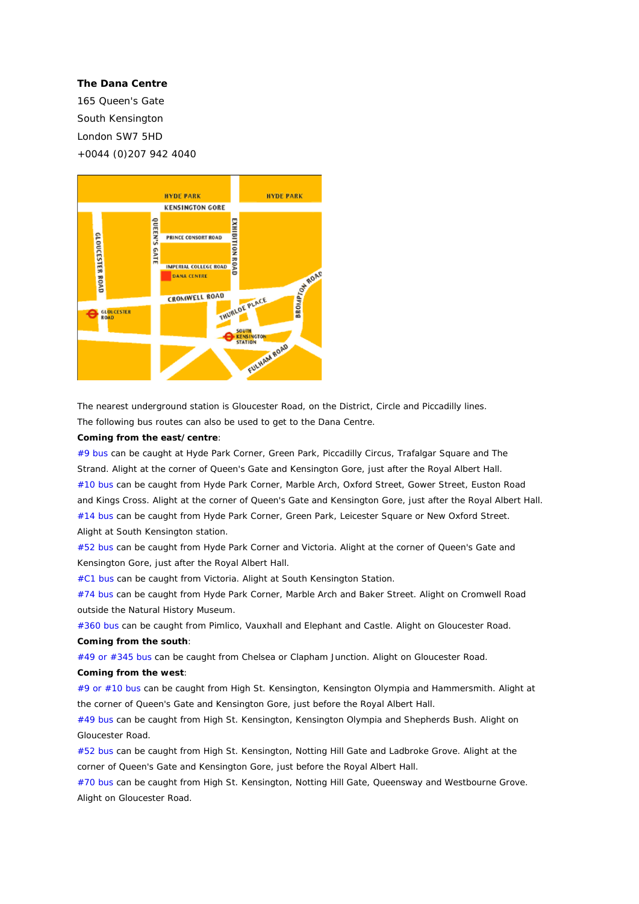**The Dana Centre**
165 Queen's Gate
South Kensington
London SW7 5HD
+0044 (0)207 942 4040

The nearest underground station is Gloucester Road, on the District, Circle and Piccadilly lines.
The following bus routes can also be used to get to the Dana Centre.

**Coming from the east/centre**:

#9 bus can be caught at Hyde Park Corner, Green Park, Piccadilly Circus, Trafalgar Square and The Strand. Alight at the corner of Queen's Gate and Kensington Gore, just after the Royal Albert Hall.

#10 bus can be caught from Hyde Park Corner, Marble Arch, Oxford Street, Gower Street, Euston Road and Kings Cross. Alight at the corner of Queen's Gate and Kensington Gore, just after the Royal Albert Hall.

#14 bus can be caught from Hyde Park Corner, Green Park, Leicester Square or New Oxford Street. Alight at South Kensington station.

#52 bus can be caught from Hyde Park Corner and Victoria. Alight at the corner of Queen's Gate and Kensington Gore, just after the Royal Albert Hall.

#C1 bus can be caught from Victoria. Alight at South Kensington Station.

#74 bus can be caught from Hyde Park Corner, Marble Arch and Baker Street. Alight on Cromwell Road outside the Natural History Museum.

#360 bus can be caught from Pimlico, Vauxhall and Elephant and Castle. Alight on Gloucester Road.

**Coming from the south**:

#49 or #345 bus can be caught from Chelsea or Clapham Junction. Alight on Gloucester Road.

**Coming from the west**:

#9 or #10 bus can be caught from High St. Kensington, Kensington Olympia and Hammersmith. Alight at the corner of Queen's Gate and Kensington Gore, just before the Royal Albert Hall.

#49 bus can be caught from High St. Kensington, Kensington Olympia and Shepherds Bush. Alight on Gloucester Road.

#52 bus can be caught from High St. Kensington, Notting Hill Gate and Ladbroke Grove. Alight at the corner of Queen's Gate and Kensington Gore, just before the Royal Albert Hall.

#70 bus can be caught from High St. Kensington, Notting Hill Gate, Queensway and Westbourne Grove. Alight on Gloucester Road.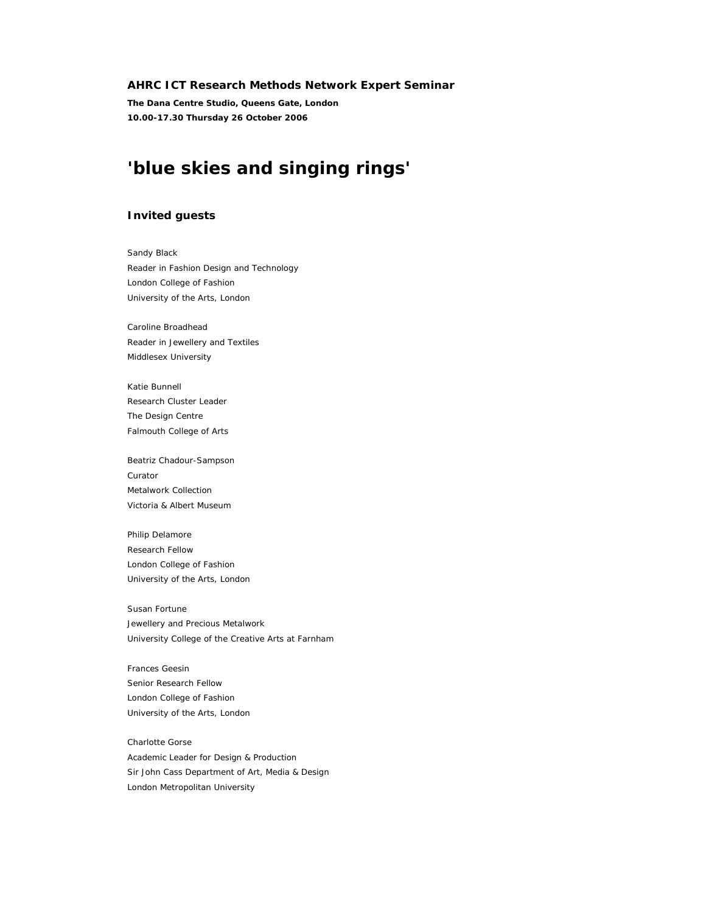**AHRC ICT Research Methods Network Expert Seminar**

**The Dana Centre Studio, Queens Gate, London**
**10.00-17.30 Thursday 26 October 2006**

# 'blue skies and singing rings'

### Invited guests

Sandy Black
Reader in Fashion Design and Technology
London College of Fashion
University of the Arts, London

Caroline Broadhead
Reader in Jewellery and Textiles
Middlesex University

Katie Bunnell
Research Cluster Leader
The Design Centre
Falmouth College of Arts

Beatriz Chadour-Sampson
Curator
Metalwork Collection
Victoria & Albert Museum

Philip Delamore
Research Fellow
London College of Fashion
University of the Arts, London

Susan Fortune
Jewellery and Precious Metalwork
University College of the Creative Arts at Farnham

Frances Geesin
Senior Research Fellow
London College of Fashion
University of the Arts, London

Charlotte Gorse
Academic Leader for Design & Production
Sir John Cass Department of Art, Media & Design
London Metropolitan University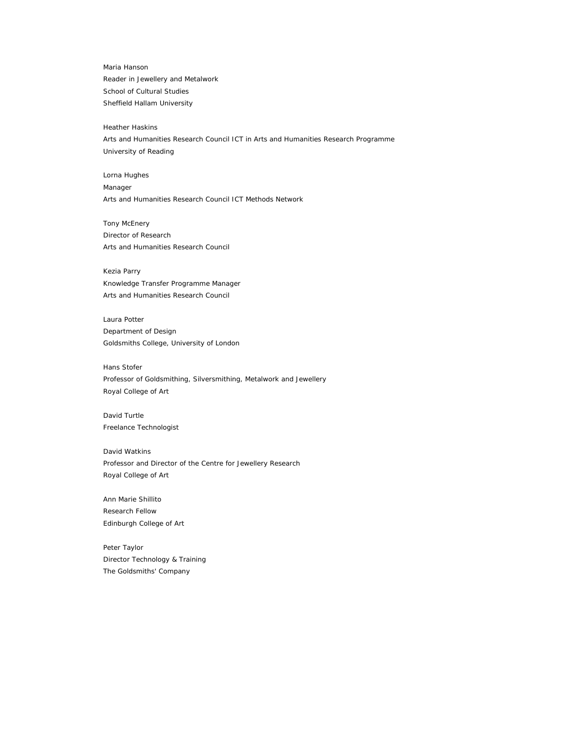Maria Hanson
Reader in Jewellery and Metalwork
School of Cultural Studies
Sheffield Hallam University

Heather Haskins
Arts and Humanities Research Council ICT in Arts and Humanities Research Programme
University of Reading

Lorna Hughes
Manager
Arts and Humanities Research Council ICT Methods Network

Tony McEnery
Director of Research
Arts and Humanities Research Council

Kezia Parry
Knowledge Transfer Programme Manager
Arts and Humanities Research Council

Laura Potter
Department of Design
Goldsmiths College, University of London

Hans Stofer
Professor of Goldsmithing, Silversmithing, Metalwork and Jewellery
Royal College of Art

David Turtle
Freelance Technologist

David Watkins
Professor and Director of the Centre for Jewellery Research
Royal College of Art

Ann Marie Shillito
Research Fellow
Edinburgh College of Art

Peter Taylor
Director Technology & Training
The Goldsmiths' Company